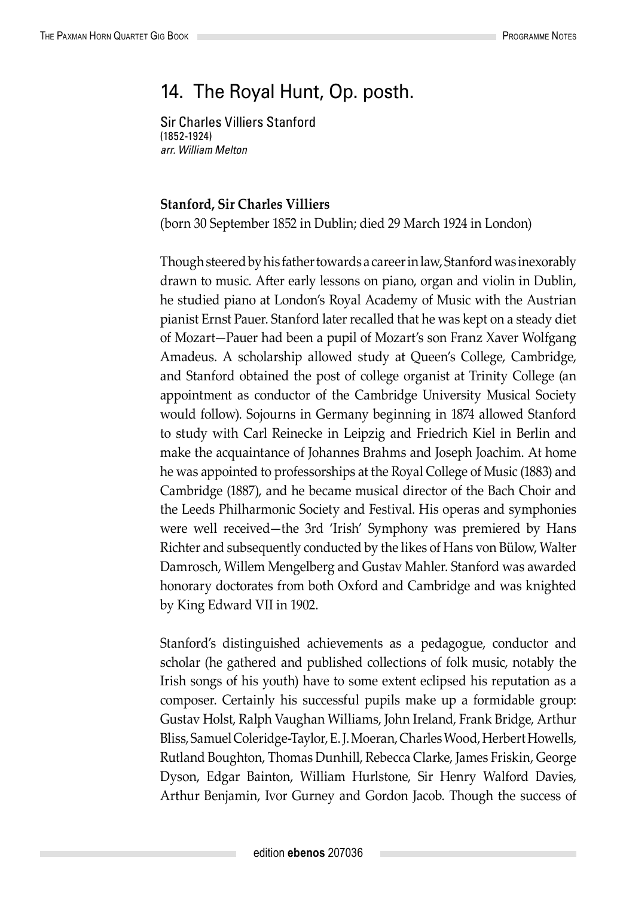# 14. The Royal Hunt, Op. posth.

Sir Charles Villiers Stanford
(1852-1924)
*arr. William Melton*

**Stanford, Sir Charles Villiers**
(born 30 September 1852 in Dublin; died 29 March 1924 in London)

Though steered by his father towards a career in law, Stanford was inexorably drawn to music. After early lessons on piano, organ and violin in Dublin, he studied piano at London's Royal Academy of Music with the Austrian pianist Ernst Pauer. Stanford later recalled that he was kept on a steady diet of Mozart—Pauer had been a pupil of Mozart's son Franz Xaver Wolfgang Amadeus. A scholarship allowed study at Queen's College, Cambridge, and Stanford obtained the post of college organist at Trinity College (an appointment as conductor of the Cambridge University Musical Society would follow). Sojourns in Germany beginning in 1874 allowed Stanford to study with Carl Reinecke in Leipzig and Friedrich Kiel in Berlin and make the acquaintance of Johannes Brahms and Joseph Joachim. At home he was appointed to professorships at the Royal College of Music (1883) and Cambridge (1887), and he became musical director of the Bach Choir and the Leeds Philharmonic Society and Festival. His operas and symphonies were well received—the 3rd 'Irish' Symphony was premiered by Hans Richter and subsequently conducted by the likes of Hans von Bülow, Walter Damrosch, Willem Mengelberg and Gustav Mahler. Stanford was awarded honorary doctorates from both Oxford and Cambridge and was knighted by King Edward VII in 1902.

Stanford's distinguished achievements as a pedagogue, conductor and scholar (he gathered and published collections of folk music, notably the Irish songs of his youth) have to some extent eclipsed his reputation as a composer. Certainly his successful pupils make up a formidable group: Gustav Holst, Ralph Vaughan Williams, John Ireland, Frank Bridge, Arthur Bliss, Samuel Coleridge-Taylor, E. J. Moeran, Charles Wood, Herbert Howells, Rutland Boughton, Thomas Dunhill, Rebecca Clarke, James Friskin, George Dyson, Edgar Bainton, William Hurlstone, Sir Henry Walford Davies, Arthur Benjamin, Ivor Gurney and Gordon Jacob. Though the success of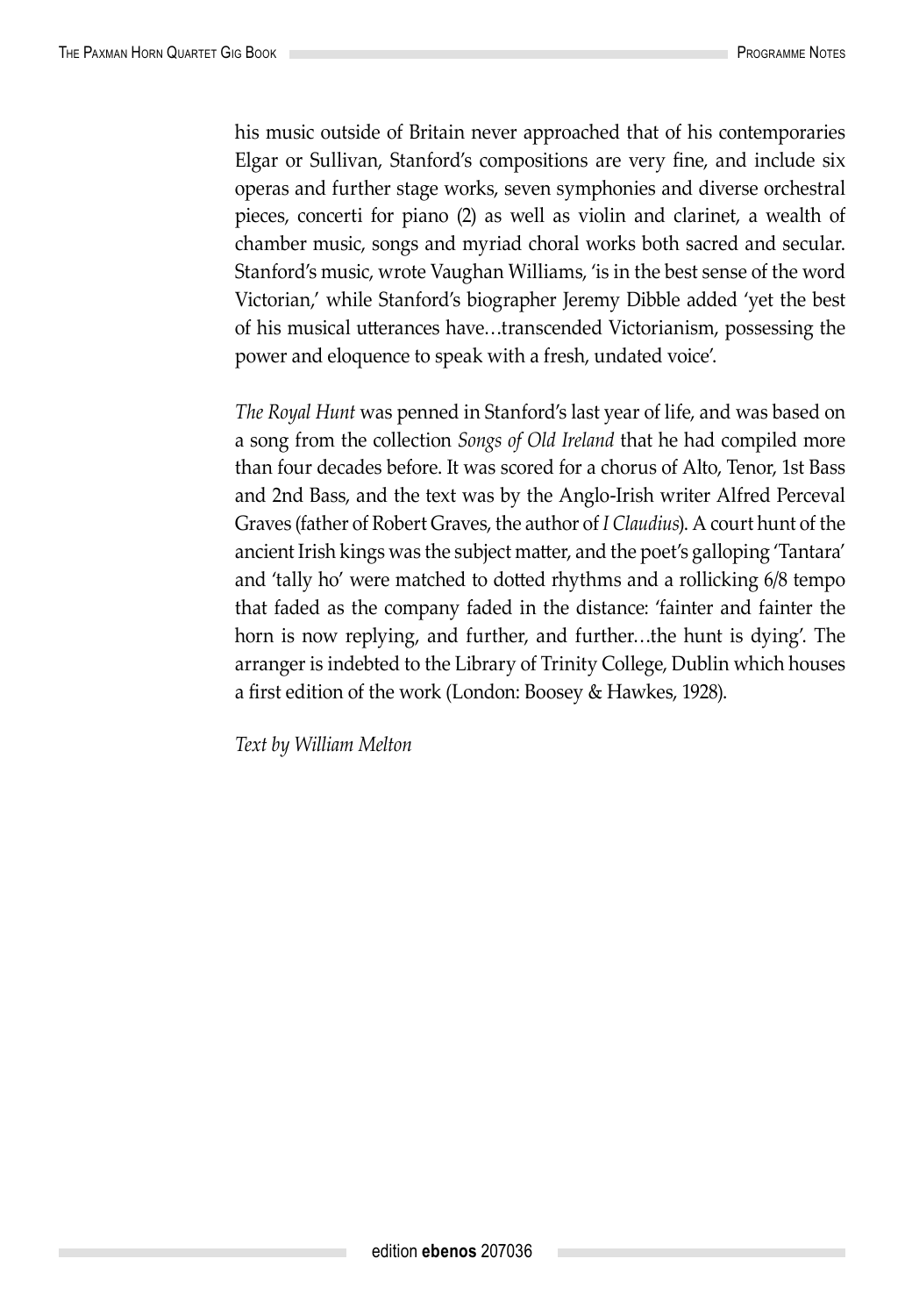his music outside of Britain never approached that of his contemporaries Elgar or Sullivan, Stanford's compositions are very fine, and include six operas and further stage works, seven symphonies and diverse orchestral pieces, concerti for piano (2) as well as violin and clarinet, a wealth of chamber music, songs and myriad choral works both sacred and secular. Stanford's music, wrote Vaughan Williams, 'is in the best sense of the word Victorian,' while Stanford's biographer Jeremy Dibble added 'yet the best of his musical utterances have…transcended Victorianism, possessing the power and eloquence to speak with a fresh, undated voice'.

*The Royal Hunt* was penned in Stanford's last year of life, and was based on a song from the collection *Songs of Old Ireland* that he had compiled more than four decades before. It was scored for a chorus of Alto, Tenor, 1st Bass and 2nd Bass, and the text was by the Anglo-Irish writer Alfred Perceval Graves (father of Robert Graves, the author of *I Claudius*). A court hunt of the ancient Irish kings was the subject matter, and the poet's galloping 'Tantara' and 'tally ho' were matched to dotted rhythms and a rollicking 6/8 tempo that faded as the company faded in the distance: 'fainter and fainter the horn is now replying, and further, and further…the hunt is dying'. The arranger is indebted to the Library of Trinity College, Dublin which houses a first edition of the work (London: Boosey & Hawkes, 1928).

*Text by William Melton*